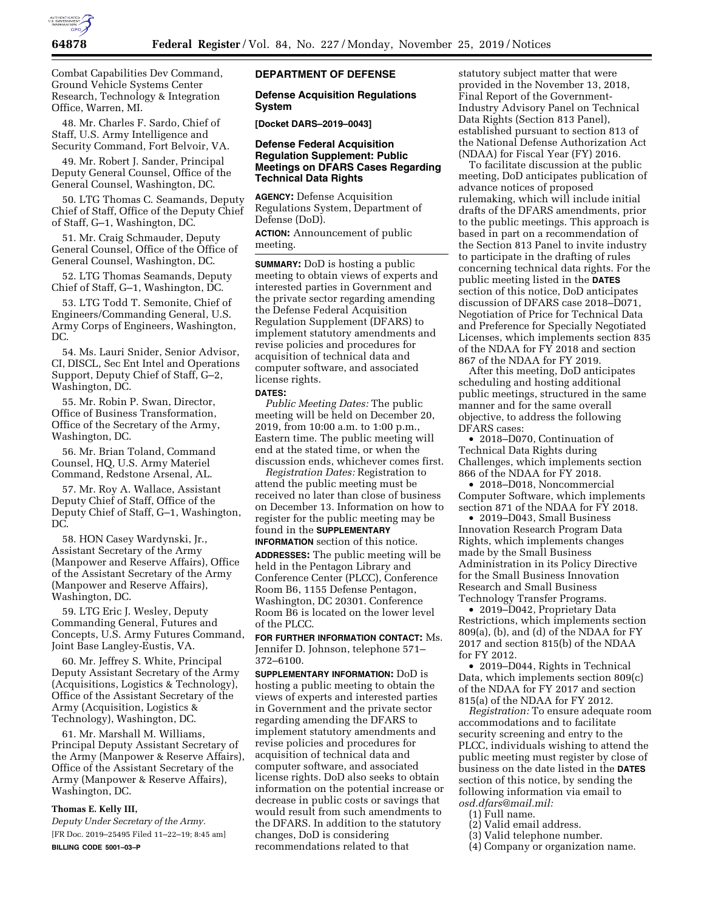Combat Capabilities Dev Command, Ground Vehicle Systems Center Research, Technology & Integration Office, Warren, MI.

48. Mr. Charles F. Sardo, Chief of Staff, U.S. Army Intelligence and Security Command, Fort Belvoir, VA.

49. Mr. Robert J. Sander, Principal Deputy General Counsel, Office of the General Counsel, Washington, DC.

50. LTG Thomas C. Seamands, Deputy Chief of Staff, Office of the Deputy Chief of Staff, G–1, Washington, DC.

51. Mr. Craig Schmauder, Deputy General Counsel, Office of the Office of General Counsel, Washington, DC.

52. LTG Thomas Seamands, Deputy Chief of Staff, G–1, Washington, DC.

53. LTG Todd T. Semonite, Chief of Engineers/Commanding General, U.S. Army Corps of Engineers, Washington, DC.

54. Ms. Lauri Snider, Senior Advisor, CI, DISCL, Sec Ent Intel and Operations Support, Deputy Chief of Staff, G–2, Washington, DC.

55. Mr. Robin P. Swan, Director, Office of Business Transformation, Office of the Secretary of the Army, Washington, DC.

56. Mr. Brian Toland, Command Counsel, HQ, U.S. Army Materiel Command, Redstone Arsenal, AL.

57. Mr. Roy A. Wallace, Assistant Deputy Chief of Staff, Office of the Deputy Chief of Staff, G–1, Washington, DC.

58. HON Casey Wardynski, Jr., Assistant Secretary of the Army (Manpower and Reserve Affairs), Office of the Assistant Secretary of the Army (Manpower and Reserve Affairs), Washington, DC.

59. LTG Eric J. Wesley, Deputy Commanding General, Futures and Concepts, U.S. Army Futures Command, Joint Base Langley-Eustis, VA.

60. Mr. Jeffrey S. White, Principal Deputy Assistant Secretary of the Army (Acquisitions, Logistics & Technology), Office of the Assistant Secretary of the Army (Acquisition, Logistics & Technology), Washington, DC.

61. Mr. Marshall M. Williams, Principal Deputy Assistant Secretary of the Army (Manpower & Reserve Affairs), Office of the Assistant Secretary of the Army (Manpower & Reserve Affairs), Washington, DC.

**Thomas E. Kelly III,**

*Deputy Under Secretary of the Army.*

[FR Doc. 2019–25495 Filed 11–22–19; 8:45 am]

**BILLING CODE 5001–03–P**

## DEPARTMENT OF DEFENSE

### Defense Acquisition Regulations System

**[Docket DARS–2019–0043]**

### Defense Federal Acquisition Regulation Supplement: Public Meetings on DFARS Cases Regarding Technical Data Rights

**AGENCY:** Defense Acquisition Regulations System, Department of Defense (DoD).

**ACTION:** Announcement of public meeting.

**SUMMARY:** DoD is hosting a public meeting to obtain views of experts and interested parties in Government and the private sector regarding amending the Defense Federal Acquisition Regulation Supplement (DFARS) to implement statutory amendments and revise policies and procedures for acquisition of technical data and computer software, and associated license rights.

**DATES:**

*Public Meeting Dates:* The public meeting will be held on December 20, 2019, from 10:00 a.m. to 1:00 p.m., Eastern time. The public meeting will end at the stated time, or when the discussion ends, whichever comes first.

*Registration Dates:* Registration to attend the public meeting must be received no later than close of business on December 13. Information on how to register for the public meeting may be found in the **SUPPLEMENTARY INFORMATION** section of this notice.

**ADDRESSES:** The public meeting will be held in the Pentagon Library and Conference Center (PLCC), Conference Room B6, 1155 Defense Pentagon, Washington, DC 20301. Conference Room B6 is located on the lower level of the PLCC.

**FOR FURTHER INFORMATION CONTACT:** Ms. Jennifer D. Johnson, telephone 571–372–6100.

**SUPPLEMENTARY INFORMATION:** DoD is hosting a public meeting to obtain the views of experts and interested parties in Government and the private sector regarding amending the DFARS to implement statutory amendments and revise policies and procedures for acquisition of technical data and computer software, and associated license rights. DoD also seeks to obtain information on the potential increase or decrease in public costs or savings that would result from such amendments to the DFARS. In addition to the statutory changes, DoD is considering recommendations related to that statutory subject matter that were provided in the November 13, 2018, Final Report of the Government-Industry Advisory Panel on Technical Data Rights (Section 813 Panel), established pursuant to section 813 of the National Defense Authorization Act (NDAA) for Fiscal Year (FY) 2016.

To facilitate discussion at the public meeting, DoD anticipates publication of advance notices of proposed rulemaking, which will include initial drafts of the DFARS amendments, prior to the public meetings. This approach is based in part on a recommendation of the Section 813 Panel to invite industry to participate in the drafting of rules concerning technical data rights. For the public meeting listed in the **DATES** section of this notice, DoD anticipates discussion of DFARS case 2018–D071, Negotiation of Price for Technical Data and Preference for Specially Negotiated Licenses, which implements section 835 of the NDAA for FY 2018 and section 867 of the NDAA for FY 2019.

After this meeting, DoD anticipates scheduling and hosting additional public meetings, structured in the same manner and for the same overall objective, to address the following DFARS cases:

- 2018–D070, Continuation of Technical Data Rights during Challenges, which implements section 866 of the NDAA for FY 2018.
- 2018–D018, Noncommercial Computer Software, which implements section 871 of the NDAA for FY 2018.
- 2019–D043, Small Business Innovation Research Program Data Rights, which implements changes made by the Small Business Administration in its Policy Directive for the Small Business Innovation Research and Small Business Technology Transfer Programs.
- 2019–D042, Proprietary Data Restrictions, which implements section 809(a), (b), and (d) of the NDAA for FY 2017 and section 815(b) of the NDAA for FY 2012.
- 2019–D044, Rights in Technical Data, which implements section 809(c) of the NDAA for FY 2017 and section 815(a) of the NDAA for FY 2012.

*Registration:* To ensure adequate room accommodations and to facilitate security screening and entry to the PLCC, individuals wishing to attend the public meeting must register by close of business on the date listed in the **DATES** section of this notice, by sending the following information via email to *osd.dfars@mail.mil:*

(1) Full name.

(2) Valid email address.

(3) Valid telephone number.

(4) Company or organization name.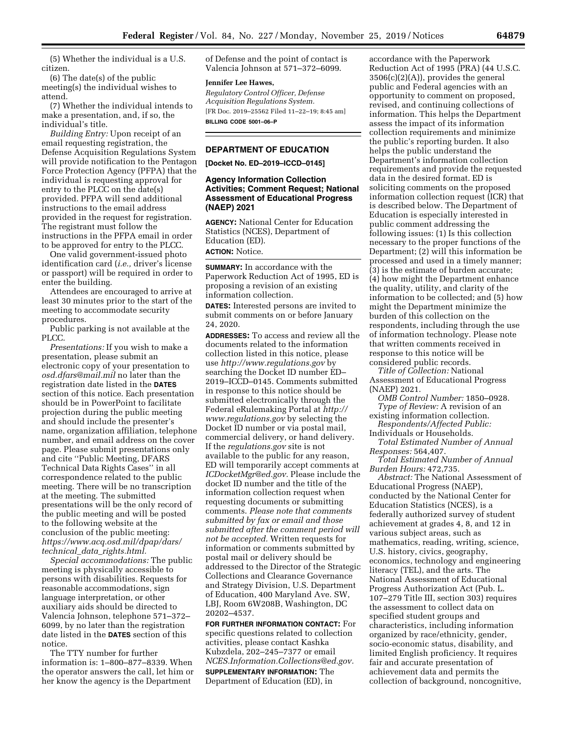(5) Whether the individual is a U.S. citizen.

(6) The date(s) of the public meeting(s) the individual wishes to attend.

(7) Whether the individual intends to make a presentation, and, if so, the individual's title.

*Building Entry:* Upon receipt of an email requesting registration, the Defense Acquisition Regulations System will provide notification to the Pentagon Force Protection Agency (PFPA) that the individual is requesting approval for entry to the PLCC on the date(s) provided. PFPA will send additional instructions to the email address provided in the request for registration. The registrant must follow the instructions in the PFPA email in order to be approved for entry to the PLCC.

One valid government-issued photo identification card (*i.e.,* driver's license or passport) will be required in order to enter the building.

Attendees are encouraged to arrive at least 30 minutes prior to the start of the meeting to accommodate security procedures.

Public parking is not available at the PLCC.

*Presentations:* If you wish to make a presentation, please submit an electronic copy of your presentation to *osd.dfars@mail.mil* no later than the registration date listed in the **DATES** section of this notice. Each presentation should be in PowerPoint to facilitate projection during the public meeting and should include the presenter's name, organization affiliation, telephone number, and email address on the cover page. Please submit presentations only and cite "Public Meeting, DFARS Technical Data Rights Cases" in all correspondence related to the public meeting. There will be no transcription at the meeting. The submitted presentations will be the only record of the public meeting and will be posted to the following website at the conclusion of the public meeting: *https://www.acq.osd.mil/dpap/dars/technical_data_rights.html.*

*Special accommodations:* The public meeting is physically accessible to persons with disabilities. Requests for reasonable accommodations, sign language interpretation, or other auxiliary aids should be directed to Valencia Johnson, telephone 571–372–6099, by no later than the registration date listed in the **DATES** section of this notice.

The TTY number for further information is: 1–800–877–8339. When the operator answers the call, let him or her know the agency is the Department of Defense and the point of contact is Valencia Johnson at 571–372–6099.

**Jennifer Lee Hawes,**

*Regulatory Control Officer, Defense Acquisition Regulations System.*

[FR Doc. 2019–25562 Filed 11–22–19; 8:45 am]

**BILLING CODE 5001–06–P**

---

## DEPARTMENT OF EDUCATION

**[Docket No. ED–2019–ICCD–0145]**

### Agency Information Collection Activities; Comment Request; National Assessment of Educational Progress (NAEP) 2021

**AGENCY:** National Center for Education Statistics (NCES), Department of Education (ED).

**ACTION:** Notice.

**SUMMARY:** In accordance with the Paperwork Reduction Act of 1995, ED is proposing a revision of an existing information collection.

**DATES:** Interested persons are invited to submit comments on or before January 24, 2020.

**ADDRESSES:** To access and review all the documents related to the information collection listed in this notice, please use *http://www.regulations.gov* by searching the Docket ID number ED–2019–ICCD–0145. Comments submitted in response to this notice should be submitted electronically through the Federal eRulemaking Portal at *http://www.regulations.gov* by selecting the Docket ID number or via postal mail, commercial delivery, or hand delivery. If the *regulations.gov* site is not available to the public for any reason, ED will temporarily accept comments at *ICDocketMgr@ed.gov.* Please include the docket ID number and the title of the information collection request when requesting documents or submitting comments. *Please note that comments submitted by fax or email and those submitted after the comment period will not be accepted.* Written requests for information or comments submitted by postal mail or delivery should be addressed to the Director of the Strategic Collections and Clearance Governance and Strategy Division, U.S. Department of Education, 400 Maryland Ave. SW, LBJ, Room 6W208B, Washington, DC 20202–4537.

**FOR FURTHER INFORMATION CONTACT:** For specific questions related to collection activities, please contact Kashka Kubzdela, 202–245–7377 or email *NCES.Information.Collections@ed.gov.*

**SUPPLEMENTARY INFORMATION:** The Department of Education (ED), in accordance with the Paperwork Reduction Act of 1995 (PRA) (44 U.S.C. 3506(c)(2)(A)), provides the general public and Federal agencies with an opportunity to comment on proposed, revised, and continuing collections of information. This helps the Department assess the impact of its information collection requirements and minimize the public's reporting burden. It also helps the public understand the Department's information collection requirements and provide the requested data in the desired format. ED is soliciting comments on the proposed information collection request (ICR) that is described below. The Department of Education is especially interested in public comment addressing the following issues: (1) Is this collection necessary to the proper functions of the Department; (2) will this information be processed and used in a timely manner; (3) is the estimate of burden accurate; (4) how might the Department enhance the quality, utility, and clarity of the information to be collected; and (5) how might the Department minimize the burden of this collection on the respondents, including through the use of information technology. Please note that written comments received in response to this notice will be considered public records.

*Title of Collection:* National Assessment of Educational Progress (NAEP) 2021.

*OMB Control Number:* 1850–0928.

*Type of Review:* A revision of an existing information collection.

*Respondents/Affected Public:* Individuals or Households.

*Total Estimated Number of Annual Responses:* 564,407.

*Total Estimated Number of Annual Burden Hours:* 472,735.

*Abstract:* The National Assessment of Educational Progress (NAEP), conducted by the National Center for Education Statistics (NCES), is a federally authorized survey of student achievement at grades 4, 8, and 12 in various subject areas, such as mathematics, reading, writing, science, U.S. history, civics, geography, economics, technology and engineering literacy (TEL), and the arts. The National Assessment of Educational Progress Authorization Act (Pub. L. 107–279 Title III, section 303) requires the assessment to collect data on specified student groups and characteristics, including information organized by race/ethnicity, gender, socio-economic status, disability, and limited English proficiency. It requires fair and accurate presentation of achievement data and permits the collection of background, noncognitive,